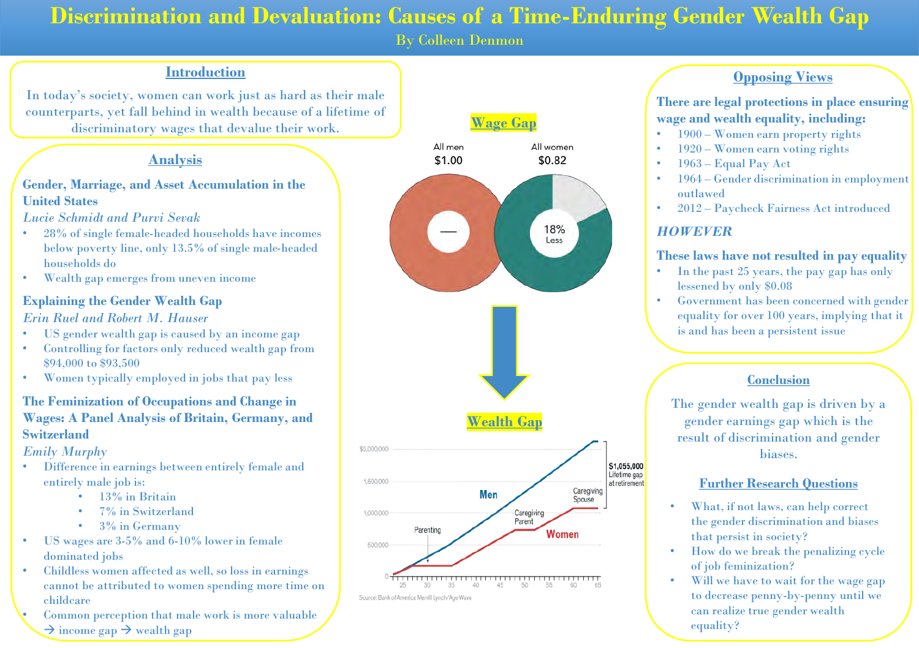# Discrimination and Devaluation: Causes of a Time-Enduring Gender Wealth Gap

By Colleen Denmon

## Introduction

In today's society, women can work just as hard as their male counterparts, yet fall behind in wealth because of a lifetime of discriminatory wages that devalue their work.

## Analysis

### Gender, Marriage, and Asset Accumulation in the United States

*Lucie Schmidt and Purvi Sevak*

- 28% of single female-headed households have incomes below poverty line, only 13.5% of single male-headed households do
- Wealth gap emerges from uneven income

### Explaining the Gender Wealth Gap

*Erin Ruel and Robert M. Hauser*

- US gender wealth gap is caused by an income gap
- Controlling for factors only reduced wealth gap from $94,000 to $93,500
- Women typically employed in jobs that pay less

### The Feminization of Occupations and Change in Wages: A Panel Analysis of Britain, Germany, and Switzerland

*Emily Murphy*

- Difference in earnings between entirely female and entirely male job is:
  - 13% in Britain
  - 7% in Switzerland
  - 3% in Germany
- US wages are 3-5% and 6-10% lower in female dominated jobs
- Childless women affected as well, so loss in earnings cannot be attributed to women spending more time on childcare
- Common perception that male work is more valuable → income gap → wealth gap

## Wage Gap

All men $1.00 — All women $0.82 (18% Less)

## Wealth Gap

$1,055,000 Lifetime gap at retirement (Men vs. Women; Parenting, Caregiving Parent, Caregiving Spouse)

Source: Bank of America Merrill Lynch/Age Wave

## Opposing Views

**There are legal protections in place ensuring wage and wealth equality, including:**

- 1900 – Women earn property rights
- 1920 – Women earn voting rights
- 1963 – Equal Pay Act
- 1964 – Gender discrimination in employment outlawed
- 2012 – Paycheck Fairness Act introduced

***HOWEVER***

**These laws have not resulted in pay equality**

- In the past 25 years, the pay gap has only lessened by only $0.08
- Government has been concerned with gender equality for over 100 years, implying that it is and has been a persistent issue

## Conclusion

The gender wealth gap is driven by a gender earnings gap which is the result of discrimination and gender biases.

## Further Research Questions

- What, if not laws, can help correct the gender discrimination and biases that persist in society?
- How do we break the penalizing cycle of job feminization?
- Will we have to wait for the wage gap to decrease penny-by-penny until we can realize true gender wealth equality?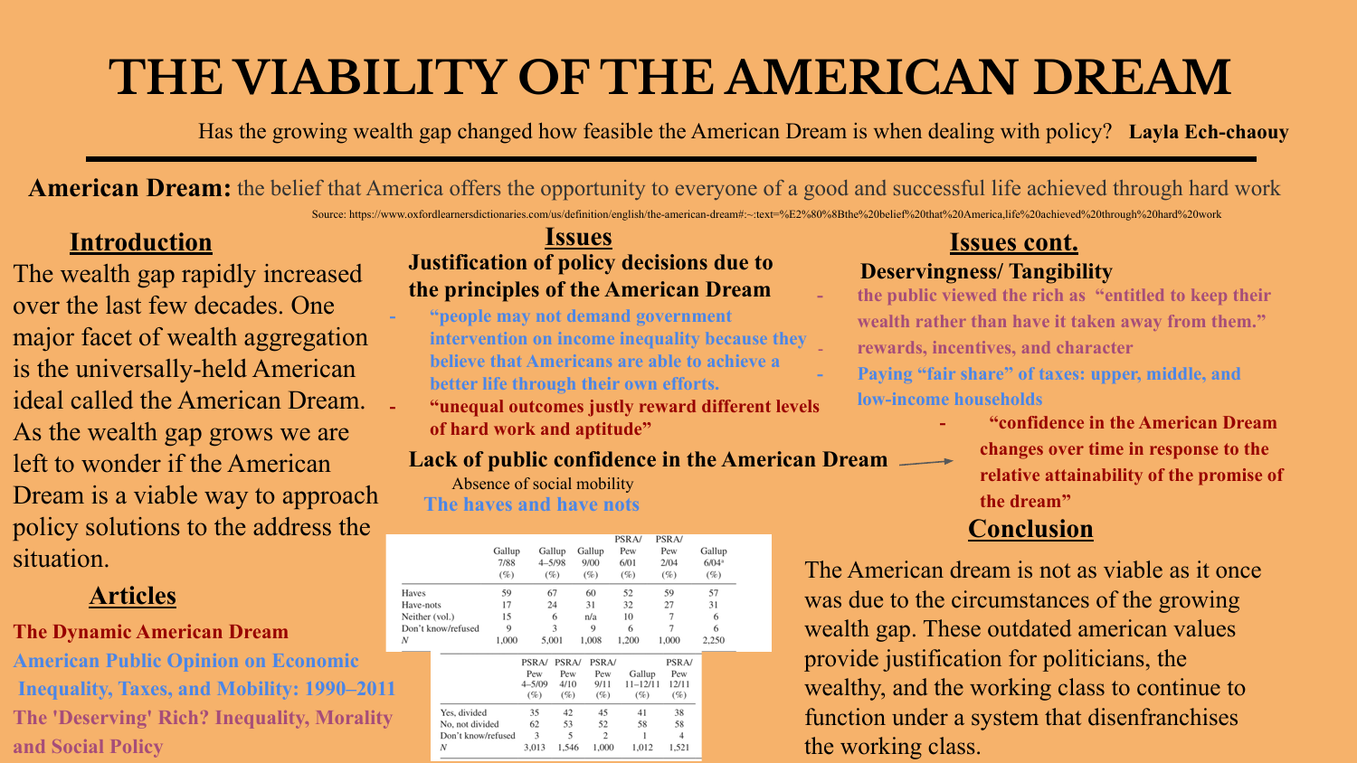# THE VIABILITY OF THE AMERICAN DREAM

Has the growing wealth gap changed how feasible the American Dream is when dealing with policy? **Layla Ech-chaouy**

**American Dream:** the belief that America offers the opportunity to everyone of a good and successful life achieved through hard work

Source: https://www.oxfordlearnersdictionaries.com/us/definition/english/the-american-dream#:~:text=%E2%80%8Bthe%20belief%20that%20America,life%20achieved%20through%20hard%20work

## Introduction

The wealth gap rapidly increased over the last few decades. One major facet of wealth aggregation is the universally-held American ideal called the American Dream. As the wealth gap grows we are left to wonder if the American Dream is a viable way to approach policy solutions to the address the situation.

## Articles

**The Dynamic American Dream**

**American Public Opinion on Economic Inequality, Taxes, and Mobility: 1990–2011**

**The 'Deserving' Rich? Inequality, Morality and Social Policy**

## Issues

### Justification of policy decisions due to the principles of the American Dream

- **"people may not demand government intervention on income inequality because they believe that Americans are able to achieve a better life through their own efforts.**
- **"unequal outcomes justly reward different levels of hard work and aptitude"**

### Lack of public confidence in the American Dream

Absence of social mobility

**The haves and have nots**

| | Gallup 7/88 (%) | Gallup 4–5/98 (%) | Gallup 9/00 (%) | PSRA/ Pew 6/01 (%) | PSRA/ Pew 2/04 (%) | Gallup 6/04[a] (%) |
|---|---|---|---|---|---|---|
| Haves | 59 | 67 | 60 | 52 | 59 | 57 |
| Have-nots | 17 | 24 | 31 | 32 | 27 | 31 |
| Neither (vol.) | 15 | 6 | n/a | 10 | 7 | 6 |
| Don't know/refused | 9 | 3 | 9 | 6 | 7 | 6 |
| N | 1,000 | 5,001 | 1,008 | 1,200 | 1,000 | 2,250 |

| | PSRA/ Pew 4–5/09 (%) | PSRA/ Pew 4/10 (%) | PSRA/ Pew 9/11 (%) | Gallup 11–12/11 (%) | PSRA/ Pew 12/11 (%) |
|---|---|---|---|---|---|
| Yes, divided | 35 | 42 | 45 | 41 | 38 |
| No, not divided | 62 | 53 | 52 | 58 | 58 |
| Don't know/refused | 3 | 5 | 2 | 1 | 4 |
| N | 3,013 | 1,546 | 1,000 | 1,012 | 1,521 |

## Issues cont.

### Deservingness/ Tangibility

- **the public viewed the rich as "entitled to keep their wealth rather than have it taken away from them."**
- **rewards, incentives, and character**
- **Paying "fair share" of taxes: upper, middle, and low-income households**
- **"confidence in the American Dream changes over time in response to the relative attainability of the promise of the dream"**

## Conclusion

The American dream is not as viable as it once was due to the circumstances of the growing wealth gap. These outdated american values provide justification for politicians, the wealthy, and the working class to continue to function under a system that disenfranchises the working class.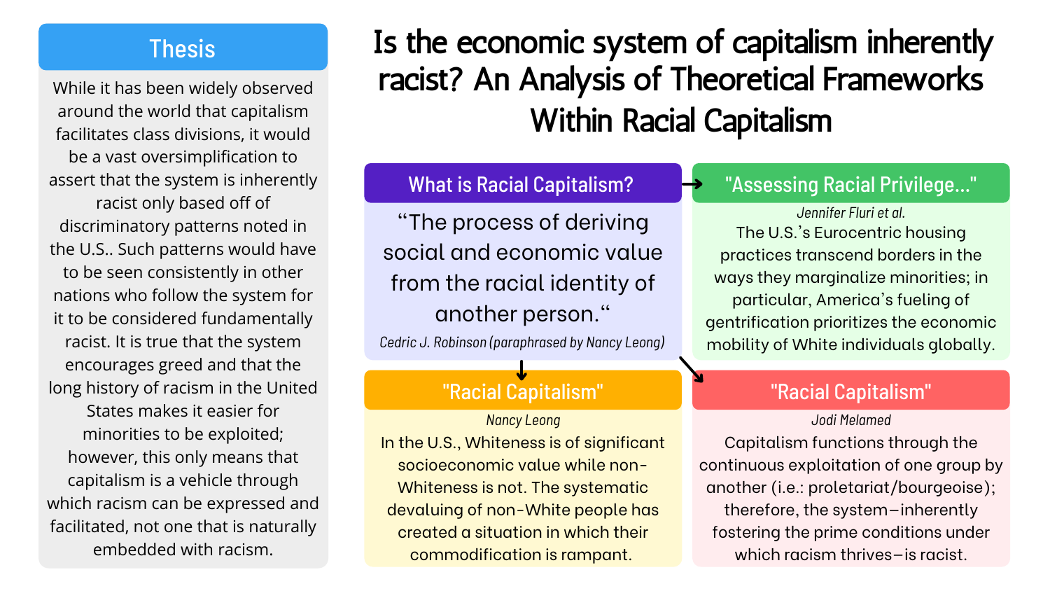# Is the economic system of capitalism inherently racist? An Analysis of Theoretical Frameworks Within Racial Capitalism

## Thesis

While it has been widely observed around the world that capitalism facilitates class divisions, it would be a vast oversimplification to assert that the system is inherently racist only based off of discriminatory patterns noted in the U.S.. Such patterns would have to be seen consistently in other nations who follow the system for it to be considered fundamentally racist. It is true that the system encourages greed and that the long history of racism in the United States makes it easier for minorities to be exploited; however, this only means that capitalism is a vehicle through which racism can be expressed and facilitated, not one that is naturally embedded with racism.

## What is Racial Capitalism?

“The process of deriving social and economic value from the racial identity of another person.“

*Cedric J. Robinson (paraphrased by Nancy Leong)*

## "Assessing Racial Privilege..."

*Jennifer Fluri et al.*

The U.S.’s Eurocentric housing practices transcend borders in the ways they marginalize minorities; in particular, America’s fueling of gentrification prioritizes the economic mobility of White individuals globally.

## "Racial Capitalism"

*Nancy Leong*

In the U.S., Whiteness is of significant socioeconomic value while non-Whiteness is not. The systematic devaluing of non-White people has created a situation in which their commodification is rampant.

## "Racial Capitalism"

*Jodi Melamed*

Capitalism functions through the continuous exploitation of one group by another (i.e.: proletariat/bourgeoise); therefore, the system–inherently fostering the prime conditions under which racism thrives–is racist.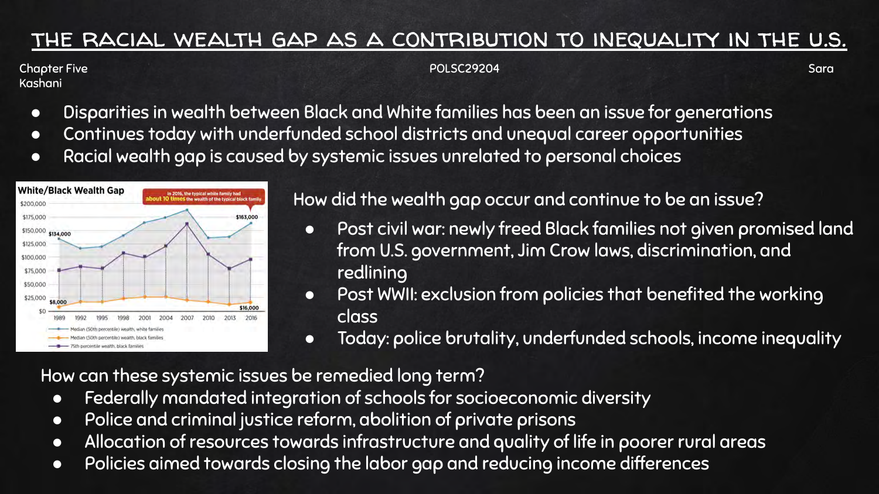# THE RACIAL WEALTH GAP AS A CONTRIBUTION TO INEQUALITY IN THE U.S.

Chapter Five
Kashani

POLSC29204

Sara

- Disparities in wealth between Black and White families has been an issue for generations
- Continues today with underfunded school districts and unequal career opportunities
- Racial wealth gap is caused by systemic issues unrelated to personal choices

White/Black Wealth Gap

In 2016, the typical white family had about 10 times the wealth of the typical black family.

$200,000
$175,000
$150,000
$125,000
$100,000
$75,000
$50,000
$25,000
$0

$134,000
$163,000
$8,000
$16,000

1989 1992 1995 1998 2001 2004 2007 2010 2013 2016

Median (50th percentile) wealth, white families
Median (50th percentile) wealth, black families
75th percentile wealth, black families

How did the wealth gap occur and continue to be an issue?

- Post civil war: newly freed Black families not given promised land from U.S. government, Jim Crow laws, discrimination, and redlining
- Post WWII: exclusion from policies that benefited the working class
- Today: police brutality, underfunded schools, income inequality

How can these systemic issues be remedied long term?

- Federally mandated integration of schools for socioeconomic diversity
- Police and criminal justice reform, abolition of private prisons
- Allocation of resources towards infrastructure and quality of life in poorer rural areas
- Policies aimed towards closing the labor gap and reducing income differences